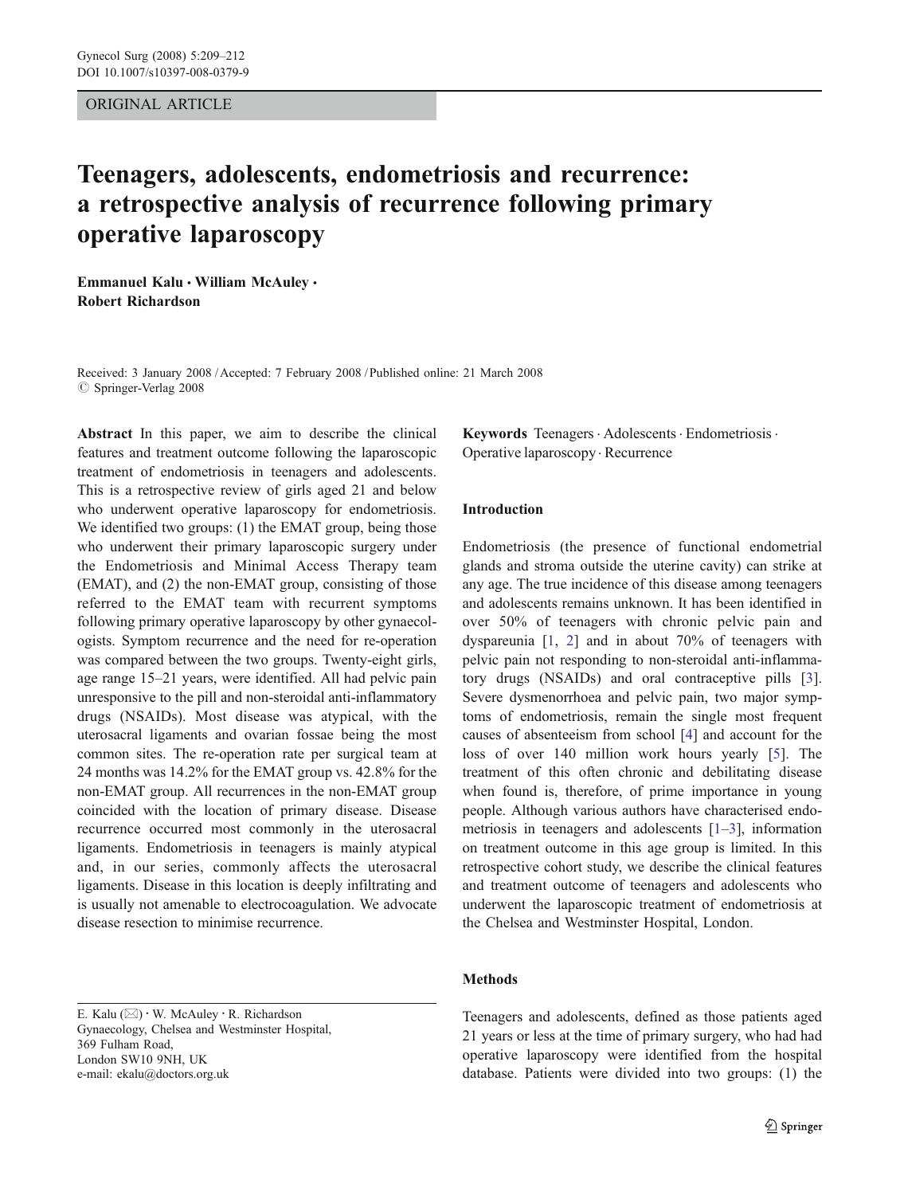ORIGINAL ARTICLE

# Teenagers, adolescents, endometriosis and recurrence: a retrospective analysis of recurrence following primary operative laparoscopy

**Emmanuel Kalu · William McAuley · Robert Richardson**

Received: 3 January 2008 / Accepted: 7 February 2008 / Published online: 21 March 2008
© Springer-Verlag 2008

**Abstract** In this paper, we aim to describe the clinical features and treatment outcome following the laparoscopic treatment of endometriosis in teenagers and adolescents. This is a retrospective review of girls aged 21 and below who underwent operative laparoscopy for endometriosis. We identified two groups: (1) the EMAT group, being those who underwent their primary laparoscopic surgery under the Endometriosis and Minimal Access Therapy team (EMAT), and (2) the non-EMAT group, consisting of those referred to the EMAT team with recurrent symptoms following primary operative laparoscopy by other gynaecologists. Symptom recurrence and the need for re-operation was compared between the two groups. Twenty-eight girls, age range 15–21 years, were identified. All had pelvic pain unresponsive to the pill and non-steroidal anti-inflammatory drugs (NSAIDs). Most disease was atypical, with the uterosacral ligaments and ovarian fossae being the most common sites. The re-operation rate per surgical team at 24 months was 14.2% for the EMAT group vs. 42.8% for the non-EMAT group. All recurrences in the non-EMAT group coincided with the location of primary disease. Disease recurrence occurred most commonly in the uterosacral ligaments. Endometriosis in teenagers is mainly atypical and, in our series, commonly affects the uterosacral ligaments. Disease in this location is deeply infiltrating and is usually not amenable to electrocoagulation. We advocate disease resection to minimise recurrence.

**Keywords** Teenagers · Adolescents · Endometriosis · Operative laparoscopy · Recurrence

E. Kalu (✉) · W. McAuley · R. Richardson
Gynaecology, Chelsea and Westminster Hospital,
369 Fulham Road,
London SW10 9NH, UK
e-mail: ekalu@doctors.org.uk

## Introduction

Endometriosis (the presence of functional endometrial glands and stroma outside the uterine cavity) can strike at any age. The true incidence of this disease among teenagers and adolescents remains unknown. It has been identified in over 50% of teenagers with chronic pelvic pain and dyspareunia [1, 2] and in about 70% of teenagers with pelvic pain not responding to non-steroidal anti-inflammatory drugs (NSAIDs) and oral contraceptive pills [3]. Severe dysmenorrhoea and pelvic pain, two major symptoms of endometriosis, remain the single most frequent causes of absenteeism from school [4] and account for the loss of over 140 million work hours yearly [5]. The treatment of this often chronic and debilitating disease when found is, therefore, of prime importance in young people. Although various authors have characterised endometriosis in teenagers and adolescents [1–3], information on treatment outcome in this age group is limited. In this retrospective cohort study, we describe the clinical features and treatment outcome of teenagers and adolescents who underwent the laparoscopic treatment of endometriosis at the Chelsea and Westminster Hospital, London.

## Methods

Teenagers and adolescents, defined as those patients aged 21 years or less at the time of primary surgery, who had had operative laparoscopy were identified from the hospital database. Patients were divided into two groups: (1) the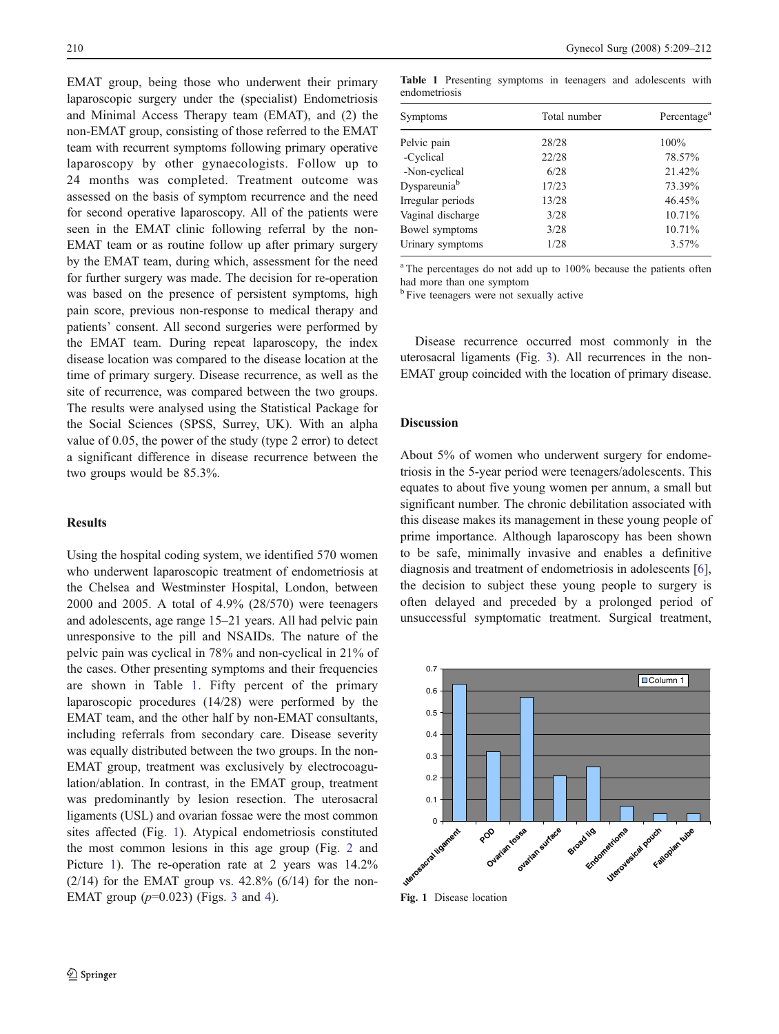EMAT group, being those who underwent their primary laparoscopic surgery under the (specialist) Endometriosis and Minimal Access Therapy team (EMAT), and (2) the non-EMAT group, consisting of those referred to the EMAT team with recurrent symptoms following primary operative laparoscopy by other gynaecologists. Follow up to 24 months was completed. Treatment outcome was assessed on the basis of symptom recurrence and the need for second operative laparoscopy. All of the patients were seen in the EMAT clinic following referral by the non-EMAT team or as routine follow up after primary surgery by the EMAT team, during which, assessment for the need for further surgery was made. The decision for re-operation was based on the presence of persistent symptoms, high pain score, previous non-response to medical therapy and patients' consent. All second surgeries were performed by the EMAT team. During repeat laparoscopy, the index disease location was compared to the disease location at the time of primary surgery. Disease recurrence, as well as the site of recurrence, was compared between the two groups. The results were analysed using the Statistical Package for the Social Sciences (SPSS, Surrey, UK). With an alpha value of 0.05, the power of the study (type 2 error) to detect a significant difference in disease recurrence between the two groups would be 85.3%.

## Results

Using the hospital coding system, we identified 570 women who underwent laparoscopic treatment of endometriosis at the Chelsea and Westminster Hospital, London, between 2000 and 2005. A total of 4.9% (28/570) were teenagers and adolescents, age range 15–21 years. All had pelvic pain unresponsive to the pill and NSAIDs. The nature of the pelvic pain was cyclical in 78% and non-cyclical in 21% of the cases. Other presenting symptoms and their frequencies are shown in Table 1. Fifty percent of the primary laparoscopic procedures (14/28) were performed by the EMAT team, and the other half by non-EMAT consultants, including referrals from secondary care. Disease severity was equally distributed between the two groups. In the non-EMAT group, treatment was exclusively by electrocoagulation/ablation. In contrast, in the EMAT group, treatment was predominantly by lesion resection. The uterosacral ligaments (USL) and ovarian fossae were the most common sites affected (Fig. 1). Atypical endometriosis constituted the most common lesions in this age group (Fig. 2 and Picture 1). The re-operation rate at 2 years was 14.2% (2/14) for the EMAT group vs. 42.8% (6/14) for the non-EMAT group ($p$=0.023) (Figs. 3 and 4).

**Table 1** Presenting symptoms in teenagers and adolescents with endometriosis

| Symptoms | Total number | Percentage[a] |
|---|---|---|
| Pelvic pain | 28/28 | 100% |
| -Cyclical | 22/28 | 78.57% |
| -Non-cyclical | 6/28 | 21.42% |
| Dyspareunia[b] | 17/23 | 73.39% |
| Irregular periods | 13/28 | 46.45% |
| Vaginal discharge | 3/28 | 10.71% |
| Bowel symptoms | 3/28 | 10.71% |
| Urinary symptoms | 1/28 | 3.57% |

[a] The percentages do not add up to 100% because the patients often had more than one symptom

[b] Five teenagers were not sexually active

Disease recurrence occurred most commonly in the uterosacral ligaments (Fig. 3). All recurrences in the non-EMAT group coincided with the location of primary disease.

## Discussion

About 5% of women who underwent surgery for endometriosis in the 5-year period were teenagers/adolescents. This equates to about five young women per annum, a small but significant number. The chronic debilitation associated with this disease makes its management in these young people of prime importance. Although laparoscopy has been shown to be safe, minimally invasive and enables a definitive diagnosis and treatment of endometriosis in adolescents [6], the decision to subject these young people to surgery is often delayed and preceded by a prolonged period of unsuccessful symptomatic treatment. Surgical treatment,

Fig. 1 Disease location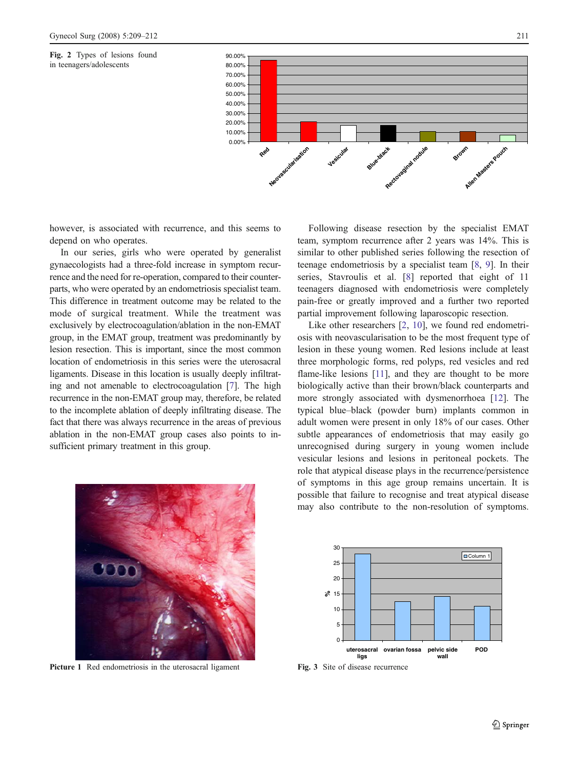Fig. 2 Types of lesions found in teenagers/adolescents

however, is associated with recurrence, and this seems to depend on who operates.

In our series, girls who were operated by generalist gynaecologists had a three-fold increase in symptom recurrence and the need for re-operation, compared to their counterparts, who were operated by an endometriosis specialist team. This difference in treatment outcome may be related to the mode of surgical treatment. While the treatment was exclusively by electrocoagulation/ablation in the non-EMAT group, in the EMAT group, treatment was predominantly by lesion resection. This is important, since the most common location of endometriosis in this series were the uterosacral ligaments. Disease in this location is usually deeply infiltrating and not amenable to electrocoagulation [7]. The high recurrence in the non-EMAT group may, therefore, be related to the incomplete ablation of deeply infiltrating disease. The fact that there was always recurrence in the areas of previous ablation in the non-EMAT group cases also points to insufficient primary treatment in this group.

Picture 1 Red endometriosis in the uterosacral ligament

Following disease resection by the specialist EMAT team, symptom recurrence after 2 years was 14%. This is similar to other published series following the resection of teenage endometriosis by a specialist team [8, 9]. In their series, Stavroulis et al. [8] reported that eight of 11 teenagers diagnosed with endometriosis were completely pain-free or greatly improved and a further two reported partial improvement following laparoscopic resection.

Like other researchers [2, 10], we found red endometriosis with neovascularisation to be the most frequent type of lesion in these young women. Red lesions include at least three morphologic forms, red polyps, red vesicles and red flame-like lesions [11], and they are thought to be more biologically active than their brown/black counterparts and more strongly associated with dysmenorrhoea [12]. The typical blue–black (powder burn) implants common in adult women were present in only 18% of our cases. Other subtle appearances of endometriosis that may easily go unrecognised during surgery in young women include vesicular lesions and lesions in peritoneal pockets. The role that atypical disease plays in the recurrence/persistence of symptoms in this age group remains uncertain. It is possible that failure to recognise and treat atypical disease may also contribute to the non-resolution of symptoms.

Fig. 3 Site of disease recurrence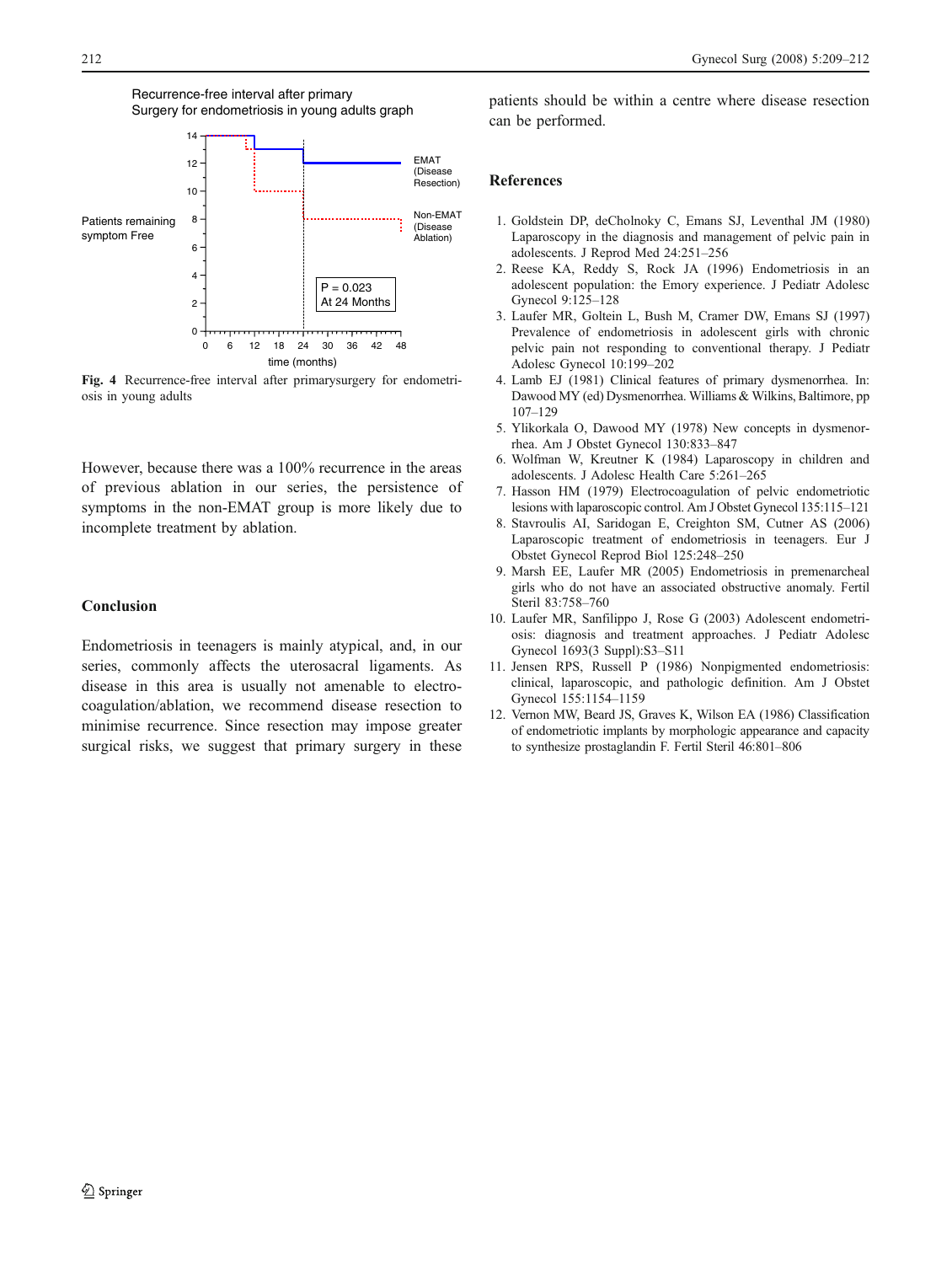Recurrence-free interval after primary
Surgery for endometriosis in young adults graph

Patients remaining symptom Free

14
12
10
8
6
4
2
0

0 6 12 18 24 30 36 42 48

time (months)

EMAT (Disease Resection)

Non-EMAT (Disease Ablation)

P = 0.023
At 24 Months

**Fig. 4** Recurrence-free interval after primarysurgery for endometriosis in young adults

However, because there was a 100% recurrence in the areas of previous ablation in our series, the persistence of symptoms in the non-EMAT group is more likely due to incomplete treatment by ablation.

## Conclusion

Endometriosis in teenagers is mainly atypical, and, in our series, commonly affects the uterosacral ligaments. As disease in this area is usually not amenable to electrocoagulation/ablation, we recommend disease resection to minimise recurrence. Since resection may impose greater surgical risks, we suggest that primary surgery in these patients should be within a centre where disease resection can be performed.

## References

1. Goldstein DP, deCholnoky C, Emans SJ, Leventhal JM (1980) Laparoscopy in the diagnosis and management of pelvic pain in adolescents. J Reprod Med 24:251–256
2. Reese KA, Reddy S, Rock JA (1996) Endometriosis in an adolescent population: the Emory experience. J Pediatr Adolesc Gynecol 9:125–128
3. Laufer MR, Goltein L, Bush M, Cramer DW, Emans SJ (1997) Prevalence of endometriosis in adolescent girls with chronic pelvic pain not responding to conventional therapy. J Pediatr Adolesc Gynecol 10:199–202
4. Lamb EJ (1981) Clinical features of primary dysmenorrhea. In: Dawood MY (ed) Dysmenorrhea. Williams & Wilkins, Baltimore, pp 107–129
5. Ylikorkala O, Dawood MY (1978) New concepts in dysmenorrhea. Am J Obstet Gynecol 130:833–847
6. Wolfman W, Kreutner K (1984) Laparoscopy in children and adolescents. J Adolesc Health Care 5:261–265
7. Hasson HM (1979) Electrocoagulation of pelvic endometriotic lesions with laparoscopic control. Am J Obstet Gynecol 135:115–121
8. Stavroulis AI, Saridogan E, Creighton SM, Cutner AS (2006) Laparoscopic treatment of endometriosis in teenagers. Eur J Obstet Gynecol Reprod Biol 125:248–250
9. Marsh EE, Laufer MR (2005) Endometriosis in premenarcheal girls who do not have an associated obstructive anomaly. Fertil Steril 83:758–760
10. Laufer MR, Sanfilippo J, Rose G (2003) Adolescent endometriosis: diagnosis and treatment approaches. J Pediatr Adolesc Gynecol 1693(3 Suppl):S3–S11
11. Jensen RPS, Russell P (1986) Nonpigmented endometriosis: clinical, laparoscopic, and pathologic definition. Am J Obstet Gynecol 155:1154–1159
12. Vernon MW, Beard JS, Graves K, Wilson EA (1986) Classification of endometriotic implants by morphologic appearance and capacity to synthesize prostaglandin F. Fertil Steril 46:801–806